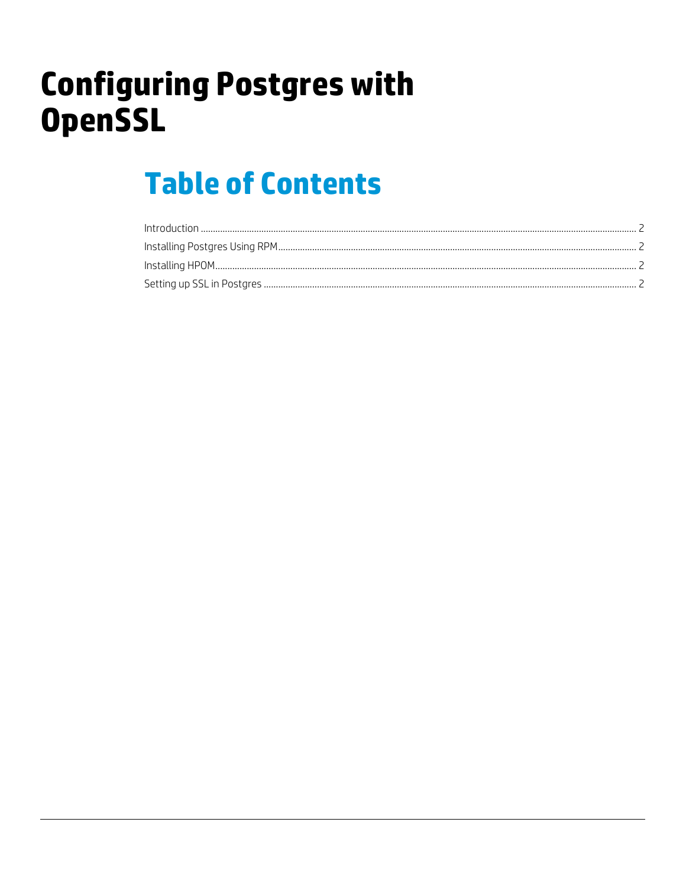# Configuring Postgres with OpenSSL

## Table of Contents

Introduction ........................................................................................................ 2
Installing Postgres Using RPM ........................................................................................................ 2
Installing HPOM ........................................................................................................ 2
Setting up SSL in Postgres ........................................................................................................ 2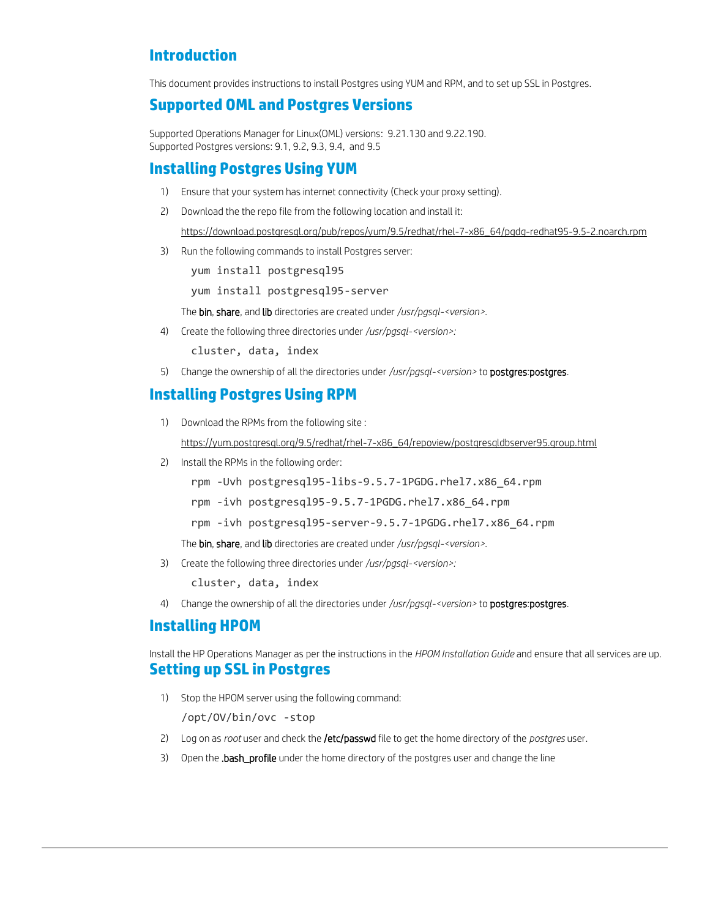## Introduction

This document provides instructions to install Postgres using YUM and RPM, and to set up SSL in Postgres.

## Supported OML and Postgres Versions

Supported Operations Manager for Linux(OML) versions: 9.21.130 and 9.22.190.
Supported Postgres versions: 9.1, 9.2, 9.3, 9.4, and 9.5

## Installing Postgres Using YUM

1) Ensure that your system has internet connectivity (Check your proxy setting).
2) Download the the repo file from the following location and install it:

   https://download.postgresql.org/pub/repos/yum/9.5/redhat/rhel-7-x86_64/pgdg-redhat95-9.5-2.noarch.rpm

3) Run the following commands to install Postgres server:

   ```
   yum install postgresql95
   yum install postgresql95-server
   ```

   The **bin**, **share**, and **lib** directories are created under */usr/pgsql-<version>*.

4) Create the following three directories under */usr/pgsql-<version>:*

   ```
   cluster, data, index
   ```

5) Change the ownership of all the directories under */usr/pgsql-<version>* to **postgres:postgres**.

## Installing Postgres Using RPM

1) Download the RPMs from the following site :

   https://yum.postgresql.org/9.5/redhat/rhel-7-x86_64/repoview/postgresqldbserver95.group.html

2) Install the RPMs in the following order:

   ```
   rpm -Uvh postgresql95-libs-9.5.7-1PGDG.rhel7.x86_64.rpm
   rpm -ivh postgresql95-9.5.7-1PGDG.rhel7.x86_64.rpm
   rpm -ivh postgresql95-server-9.5.7-1PGDG.rhel7.x86_64.rpm
   ```

   The **bin**, **share**, and **lib** directories are created under */usr/pgsql-<version>*.

3) Create the following three directories under */usr/pgsql-<version>:*

   ```
   cluster, data, index
   ```

4) Change the ownership of all the directories under */usr/pgsql-<version>* to **postgres:postgres**.

## Installing HPOM

Install the HP Operations Manager as per the instructions in the *HPOM Installation Guide* and ensure that all services are up.

## Setting up SSL in Postgres

1) Stop the HPOM server using the following command:

   ```
   /opt/OV/bin/ovc -stop
   ```

2) Log on as *root* user and check the **/etc/passwd** file to get the home directory of the *postgres* user.
3) Open the **.bash_profile** under the home directory of the postgres user and change the line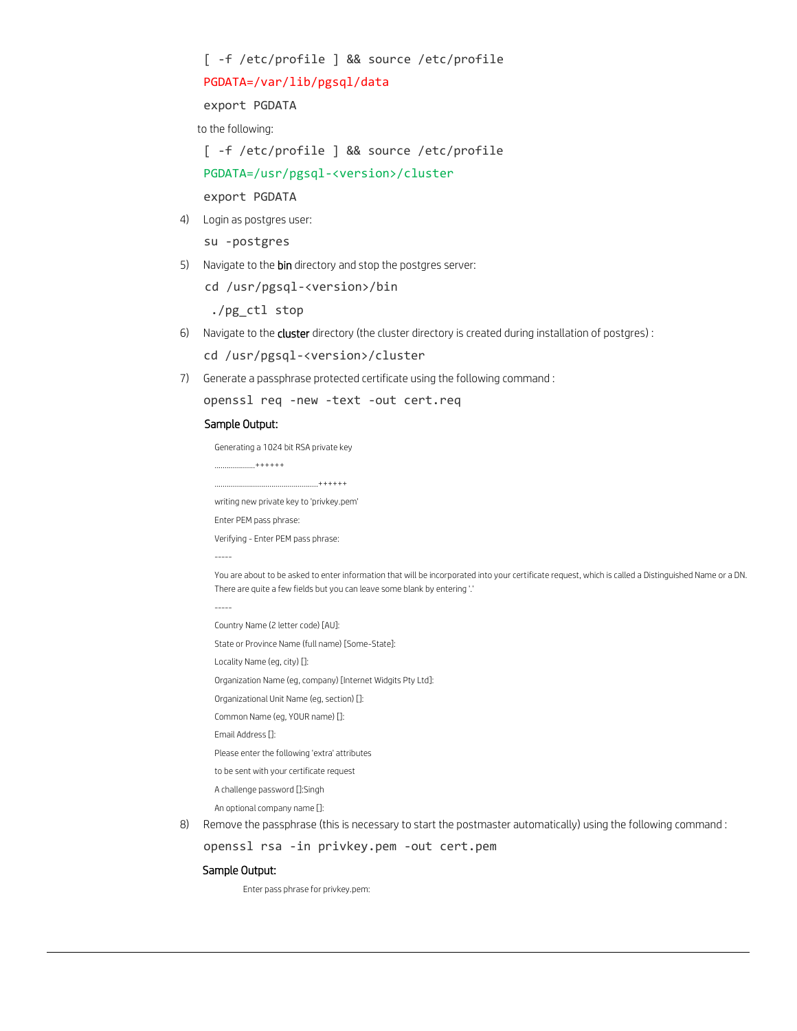```
[ -f /etc/profile ] && source /etc/profile
PGDATA=/var/lib/pgsql/data
export PGDATA
```

to the following:

```
[ -f /etc/profile ] && source /etc/profile
PGDATA=/usr/pgsql-<version>/cluster
export PGDATA
```

4) Login as postgres user:

```
su -postgres
```

5) Navigate to the **bin** directory and stop the postgres server:

```
cd /usr/pgsql-<version>/bin
 ./pg_ctl stop
```

6) Navigate to the **cluster** directory (the cluster directory is created during installation of postgres) :

```
cd /usr/pgsql-<version>/cluster
```

7) Generate a passphrase protected certificate using the following command :

```
openssl req -new -text -out cert.req
```

**Sample Output:**

```
Generating a 1024 bit RSA private key
...................++++++
.................................................++++++
writing new private key to 'privkey.pem'
Enter PEM pass phrase:
Verifying - Enter PEM pass phrase:
-----
You are about to be asked to enter information that will be incorporated into your certificate request, which is called a Distinguished Name or a DN.
There are quite a few fields but you can leave some blank by entering '.'
-----
Country Name (2 letter code) [AU]:
State or Province Name (full name) [Some-State]:
Locality Name (eg, city) []:
Organization Name (eg, company) [Internet Widgits Pty Ltd]:
Organizational Unit Name (eg, section) []:
Common Name (eg, YOUR name) []:
Email Address []:
Please enter the following 'extra' attributes
to be sent with your certificate request
A challenge password []:Singh
An optional company name []:
```

8) Remove the passphrase (this is necessary to start the postmaster automatically) using the following command :

```
openssl rsa -in privkey.pem -out cert.pem
```

**Sample Output:**

```
Enter pass phrase for privkey.pem:
```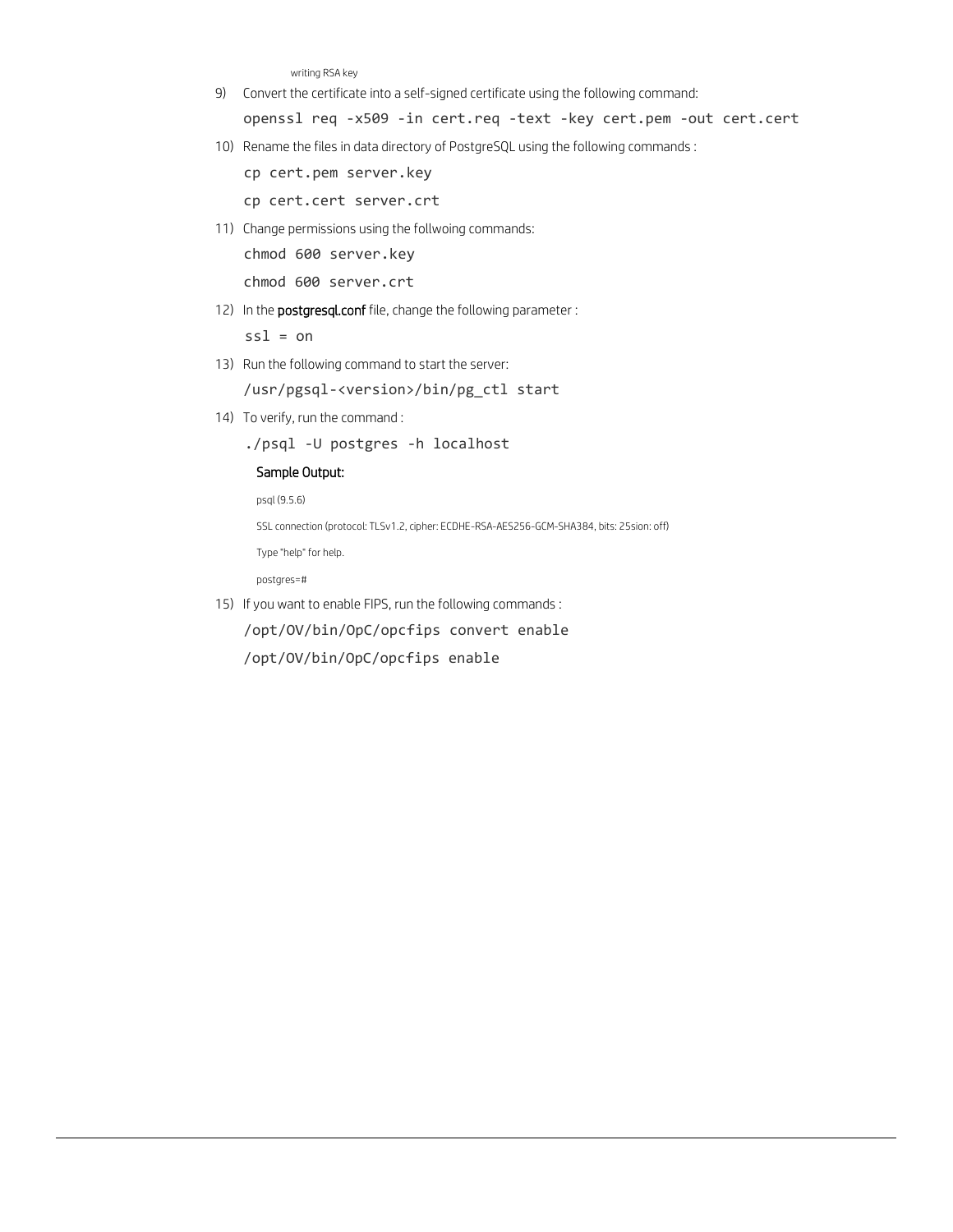writing RSA key

9) Convert the certificate into a self-signed certificate using the following command:

```
openssl req -x509 -in cert.req -text -key cert.pem -out cert.cert
```

10) Rename the files in data directory of PostgreSQL using the following commands :

```
cp cert.pem server.key
cp cert.cert server.crt
```

11) Change permissions using the follwoing commands:

```
chmod 600 server.key
chmod 600 server.crt
```

12) In the **postgresql.conf** file, change the following parameter :

```
ssl = on
```

13) Run the following command to start the server:

```
/usr/pgsql-<version>/bin/pg_ctl start
```

14) To verify, run the command :

```
./psql -U postgres -h localhost
```

**Sample Output:**

```
psql (9.5.6)
SSL connection (protocol: TLSv1.2, cipher: ECDHE-RSA-AES256-GCM-SHA384, bits: 25sion: off)
Type "help" for help.
postgres=#
```

15) If you want to enable FIPS, run the following commands :

```
/opt/OV/bin/OpC/opcfips convert enable
/opt/OV/bin/OpC/opcfips enable
```